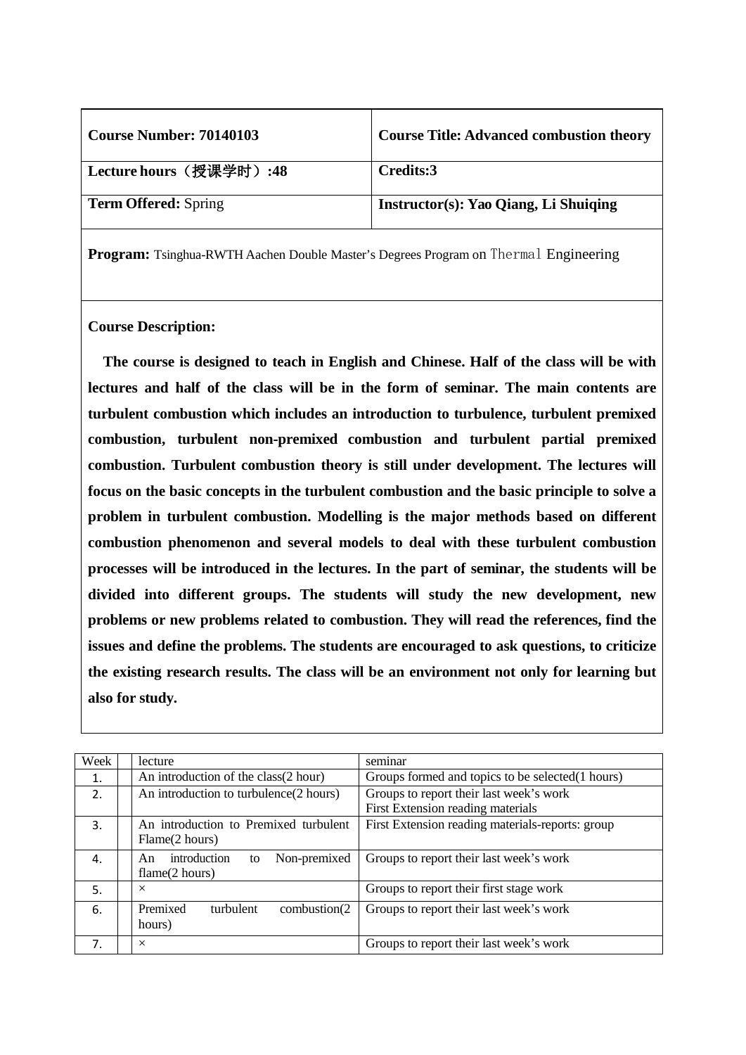| **Course Number: 70140103** | **Course Title: Advanced combustion theory** |
|---|---|
| **Lecture hours（授课学时）:48** | **Credits:3** |
| **Term Offered:** Spring | **Instructor(s): Yao Qiang, Li Shuiqing** |

**Program:** Tsinghua-RWTH Aachen Double Master's Degrees Program on Thermal Engineering

**Course Description:**

**The course is designed to teach in English and Chinese. Half of the class will be with lectures and half of the class will be in the form of seminar. The main contents are turbulent combustion which includes an introduction to turbulence, turbulent premixed combustion, turbulent non-premixed combustion and turbulent partial premixed combustion. Turbulent combustion theory is still under development. The lectures will focus on the basic concepts in the turbulent combustion and the basic principle to solve a problem in turbulent combustion. Modelling is the major methods based on different combustion phenomenon and several models to deal with these turbulent combustion processes will be introduced in the lectures. In the part of seminar, the students will be divided into different groups. The students will study the new development, new problems or new problems related to combustion. They will read the references, find the issues and define the problems. The students are encouraged to ask questions, to criticize the existing research results. The class will be an environment not only for learning but also for study.**

| Week | | lecture | seminar |
|---|---|---|---|
| 1. | | An introduction of the class(2 hour) | Groups formed and topics to be selected(1 hours) |
| 2. | | An introduction to turbulence(2 hours) | Groups to report their last week's work<br>First Extension reading materials |
| 3. | | An introduction to Premixed turbulent Flame(2 hours) | First Extension reading materials-reports: group |
| 4. | | An introduction to Non-premixed flame(2 hours) | Groups to report their last week's work |
| 5. | | × | Groups to report their first stage work |
| 6. | | Premixed turbulent combustion(2 hours) | Groups to report their last week's work |
| 7. | | × | Groups to report their last week's work |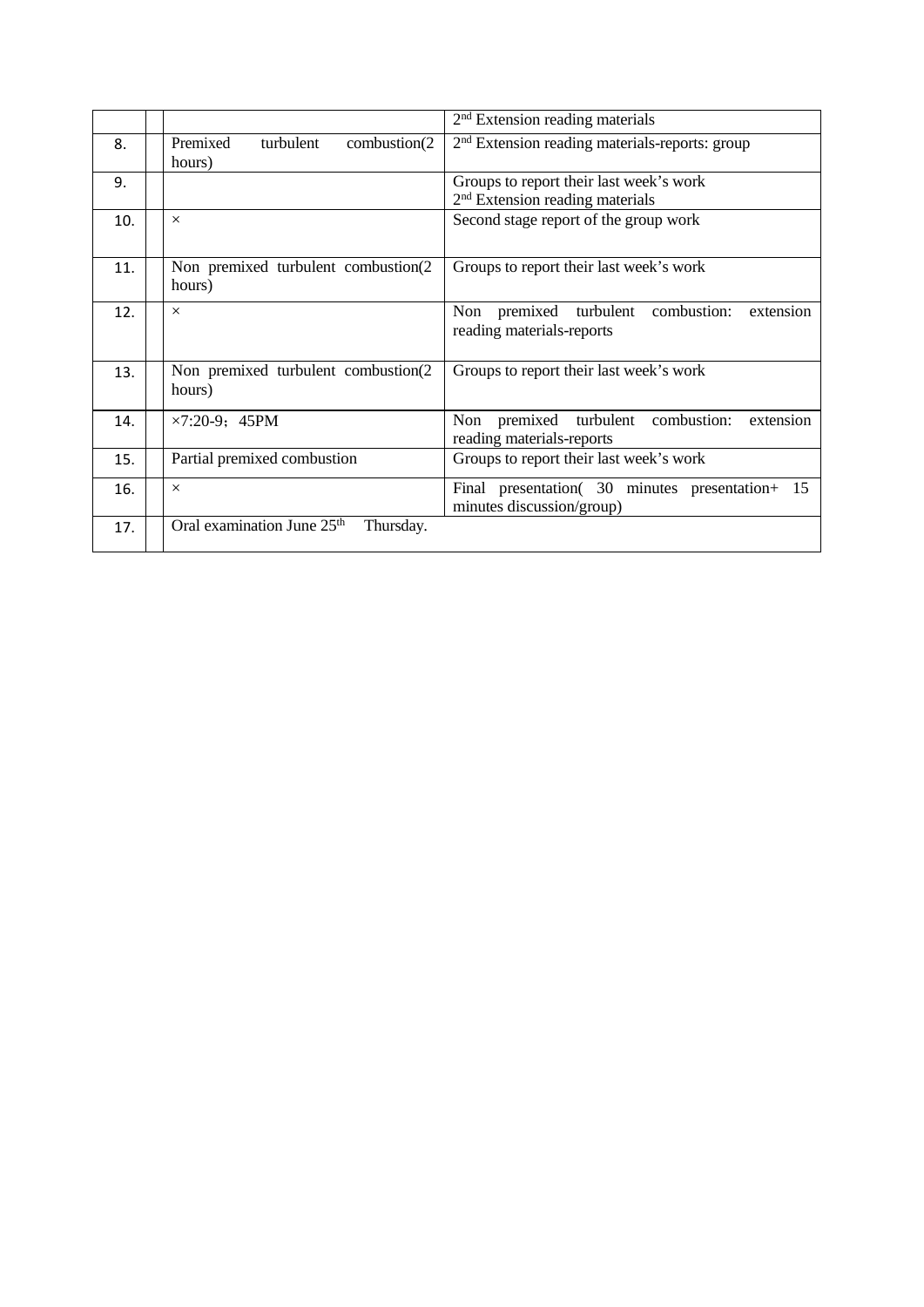| | | | |
|---|---|---|---|
| | | | 2nd Extension reading materials |
| 8. | | Premixed turbulent combustion(2 hours) | 2nd Extension reading materials-reports: group |
| 9. | | | Groups to report their last week's work<br>2nd Extension reading materials |
| 10. | | × | Second stage report of the group work |
| 11. | | Non premixed turbulent combustion(2 hours) | Groups to report their last week's work |
| 12. | | × | Non premixed turbulent combustion: extension reading materials-reports |
| 13. | | Non premixed turbulent combustion(2 hours) | Groups to report their last week's work |
| 14. | | ×7:20-9；45PM | Non premixed turbulent combustion: extension reading materials-reports |
| 15. | | Partial premixed combustion | Groups to report their last week's work |
| 16. | | × | Final presentation( 30 minutes presentation+ 15 minutes discussion/group) |
| 17. | | Oral examination June 25th Thursday. | |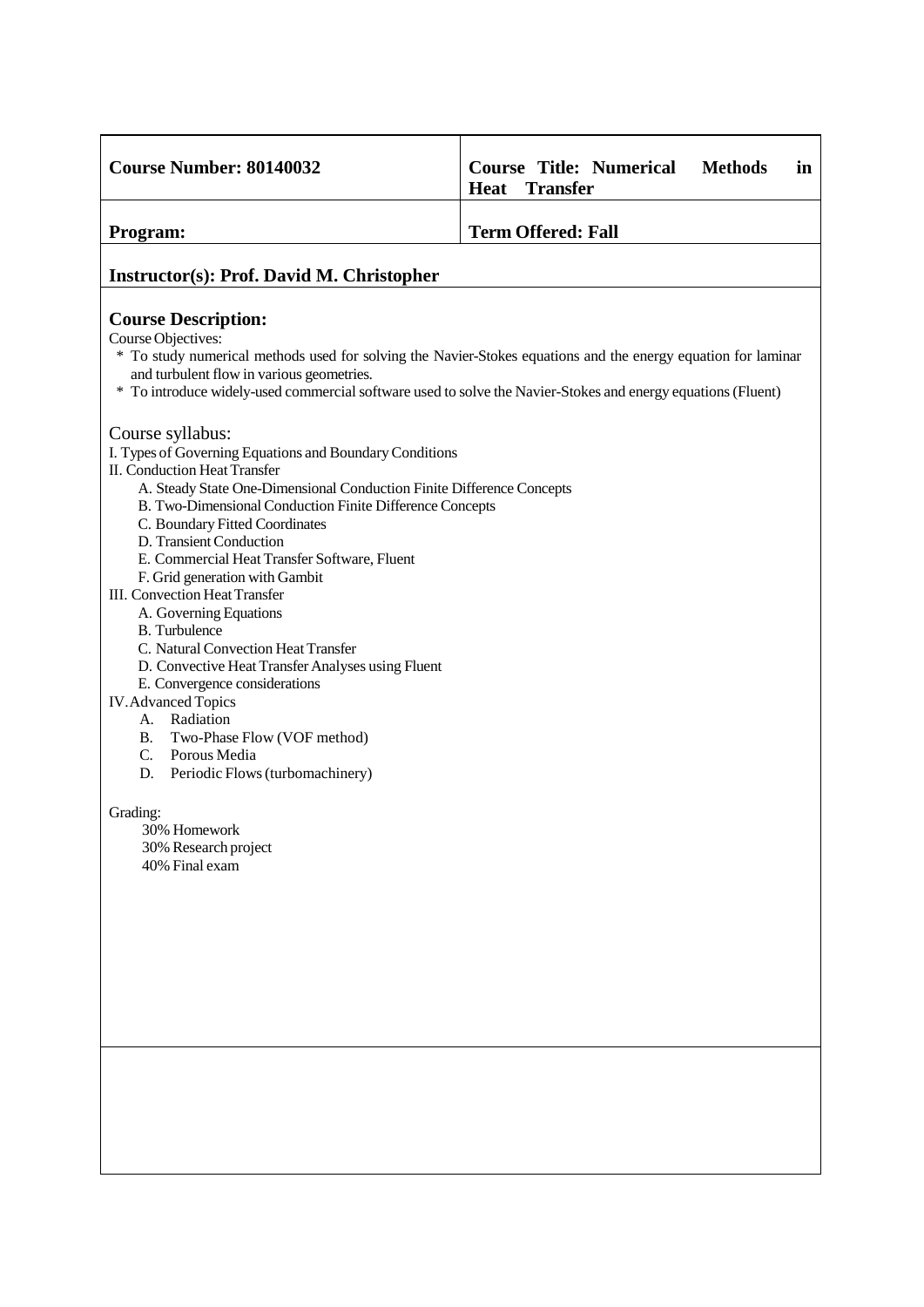| **Course Number: 80140032** | **Course Title: Numerical Methods in Heat Transfer** |
|---|---|
| **Program:** | **Term Offered: Fall** |

**Instructor(s): Prof. David M. Christopher**

## Course Description:

Course Objectives:

* To study numerical methods used for solving the Navier-Stokes equations and the energy equation for laminar and turbulent flow in various geometries.
* To introduce widely-used commercial software used to solve the Navier-Stokes and energy equations (Fluent)

Course syllabus:

I. Types of Governing Equations and Boundary Conditions

II. Conduction Heat Transfer

- A. Steady State One-Dimensional Conduction Finite Difference Concepts
- B. Two-Dimensional Conduction Finite Difference Concepts
- C. Boundary Fitted Coordinates
- D. Transient Conduction
- E. Commercial Heat Transfer Software, Fluent
- F. Grid generation with Gambit

III. Convection Heat Transfer

- A. Governing Equations
- B. Turbulence
- C. Natural Convection Heat Transfer
- D. Convective Heat Transfer Analyses using Fluent
- E. Convergence considerations

IV. Advanced Topics

- A. Radiation
- B. Two-Phase Flow (VOF method)
- C. Porous Media
- D. Periodic Flows (turbomachinery)

Grading:

- 30% Homework
- 30% Research project
- 40% Final exam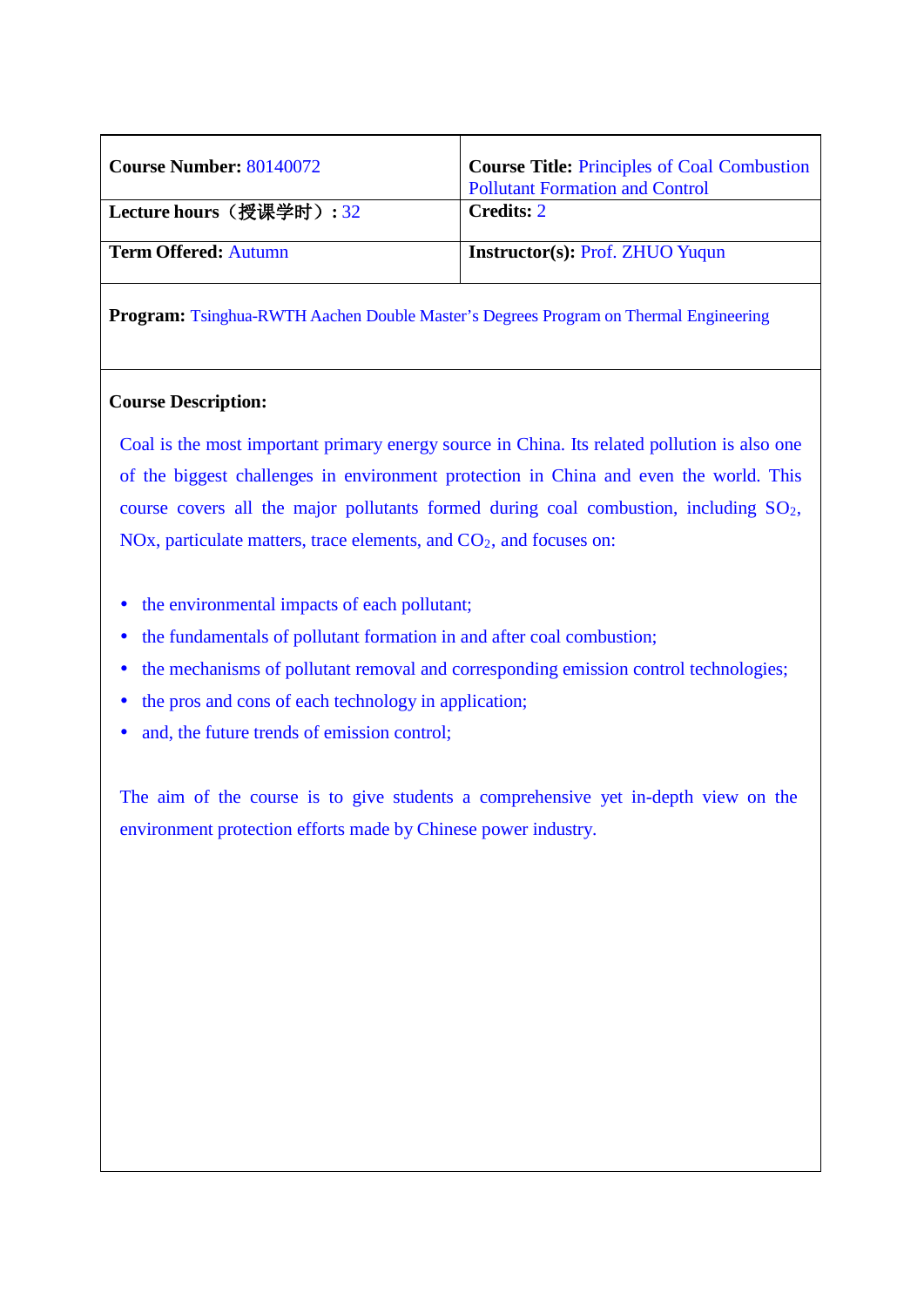| **Course Number:** 80140072 | **Course Title:** Principles of Coal Combustion Pollutant Formation and Control |
| --- | --- |
| **Lecture hours（授课学时）：**32 | **Credits:** 2 |
| **Term Offered:** Autumn | **Instructor(s):** Prof. ZHUO Yuqun |

**Program:** Tsinghua-RWTH Aachen Double Master's Degrees Program on Thermal Engineering

**Course Description:**

Coal is the most important primary energy source in China. Its related pollution is also one of the biggest challenges in environment protection in China and even the world. This course covers all the major pollutants formed during coal combustion, including $SO_2$, NOx, particulate matters, trace elements, and $CO_2$, and focuses on:

- the environmental impacts of each pollutant;
- the fundamentals of pollutant formation in and after coal combustion;
- the mechanisms of pollutant removal and corresponding emission control technologies;
- the pros and cons of each technology in application;
- and, the future trends of emission control;

The aim of the course is to give students a comprehensive yet in-depth view on the environment protection efforts made by Chinese power industry.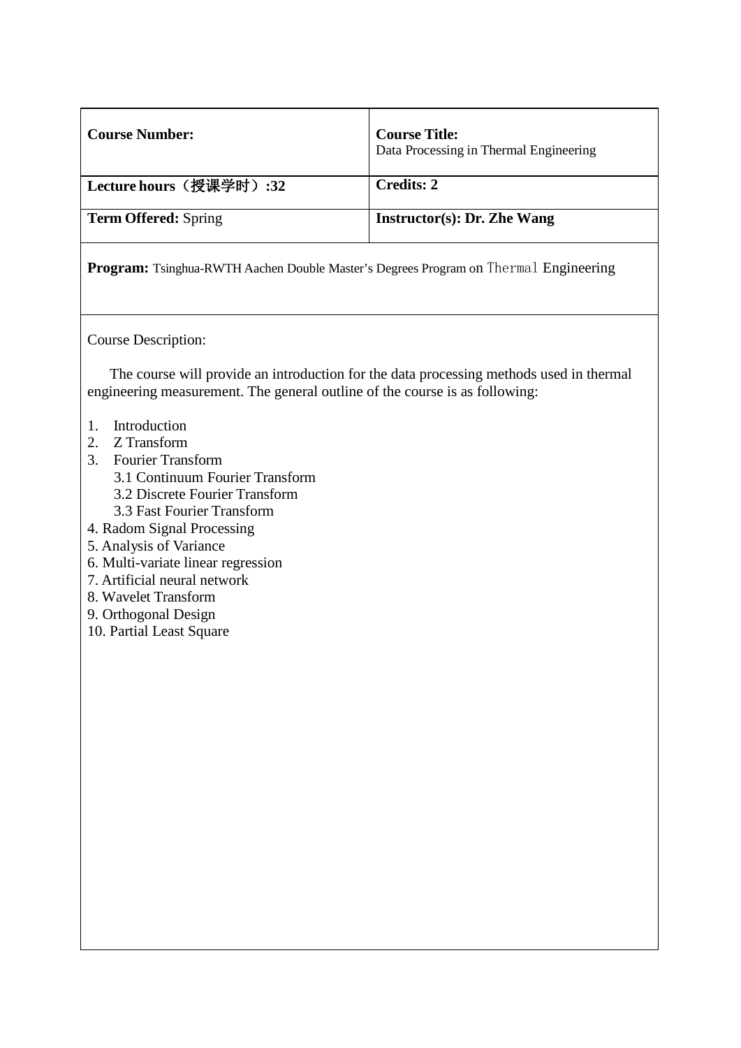| **Course Number:** | **Course Title:** Data Processing in Thermal Engineering |
|---|---|
| **Lecture hours（授课学时）:32** | **Credits: 2** |
| **Term Offered:** Spring | **Instructor(s): Dr. Zhe Wang** |

**Program:** Tsinghua-RWTH Aachen Double Master's Degrees Program on Thermal Engineering

Course Description:

The course will provide an introduction for the data processing methods used in thermal engineering measurement. The general outline of the course is as following:

1. Introduction
2. Z Transform
3. Fourier Transform
   - 3.1 Continuum Fourier Transform
   - 3.2 Discrete Fourier Transform
   - 3.3 Fast Fourier Transform
4. Radom Signal Processing
5. Analysis of Variance
6. Multi-variate linear regression
7. Artificial neural network
8. Wavelet Transform
9. Orthogonal Design
10. Partial Least Square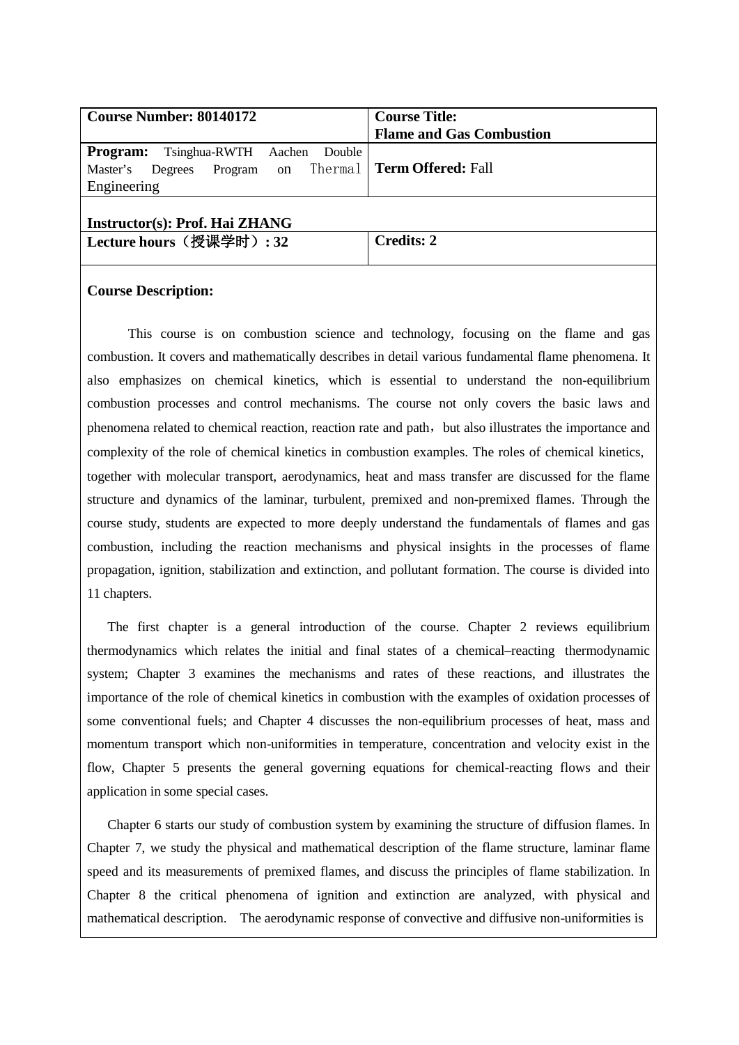| **Course Number: 80140172** | **Course Title:** **Flame and Gas Combustion** |
| --- | --- |
| **Program:** Tsinghua-RWTH Aachen Double Master's Degrees Program on Thermal Engineering | **Term Offered:** Fall |
| **Instructor(s): Prof. Hai ZHANG** | |
| **Lecture hours（授课学时）: 32** | **Credits: 2** |

**Course Description:**

This course is on combustion science and technology, focusing on the flame and gas combustion. It covers and mathematically describes in detail various fundamental flame phenomena. It also emphasizes on chemical kinetics, which is essential to understand the non-equilibrium combustion processes and control mechanisms. The course not only covers the basic laws and phenomena related to chemical reaction, reaction rate and path，but also illustrates the importance and complexity of the role of chemical kinetics in combustion examples. The roles of chemical kinetics, together with molecular transport, aerodynamics, heat and mass transfer are discussed for the flame structure and dynamics of the laminar, turbulent, premixed and non-premixed flames. Through the course study, students are expected to more deeply understand the fundamentals of flames and gas combustion, including the reaction mechanisms and physical insights in the processes of flame propagation, ignition, stabilization and extinction, and pollutant formation. The course is divided into 11 chapters.

The first chapter is a general introduction of the course. Chapter 2 reviews equilibrium thermodynamics which relates the initial and final states of a chemical–reacting thermodynamic system; Chapter 3 examines the mechanisms and rates of these reactions, and illustrates the importance of the role of chemical kinetics in combustion with the examples of oxidation processes of some conventional fuels; and Chapter 4 discusses the non-equilibrium processes of heat, mass and momentum transport which non-uniformities in temperature, concentration and velocity exist in the flow, Chapter 5 presents the general governing equations for chemical-reacting flows and their application in some special cases.

Chapter 6 starts our study of combustion system by examining the structure of diffusion flames. In Chapter 7, we study the physical and mathematical description of the flame structure, laminar flame speed and its measurements of premixed flames, and discuss the principles of flame stabilization. In Chapter 8 the critical phenomena of ignition and extinction are analyzed, with physical and mathematical description. The aerodynamic response of convective and diffusive non-uniformities is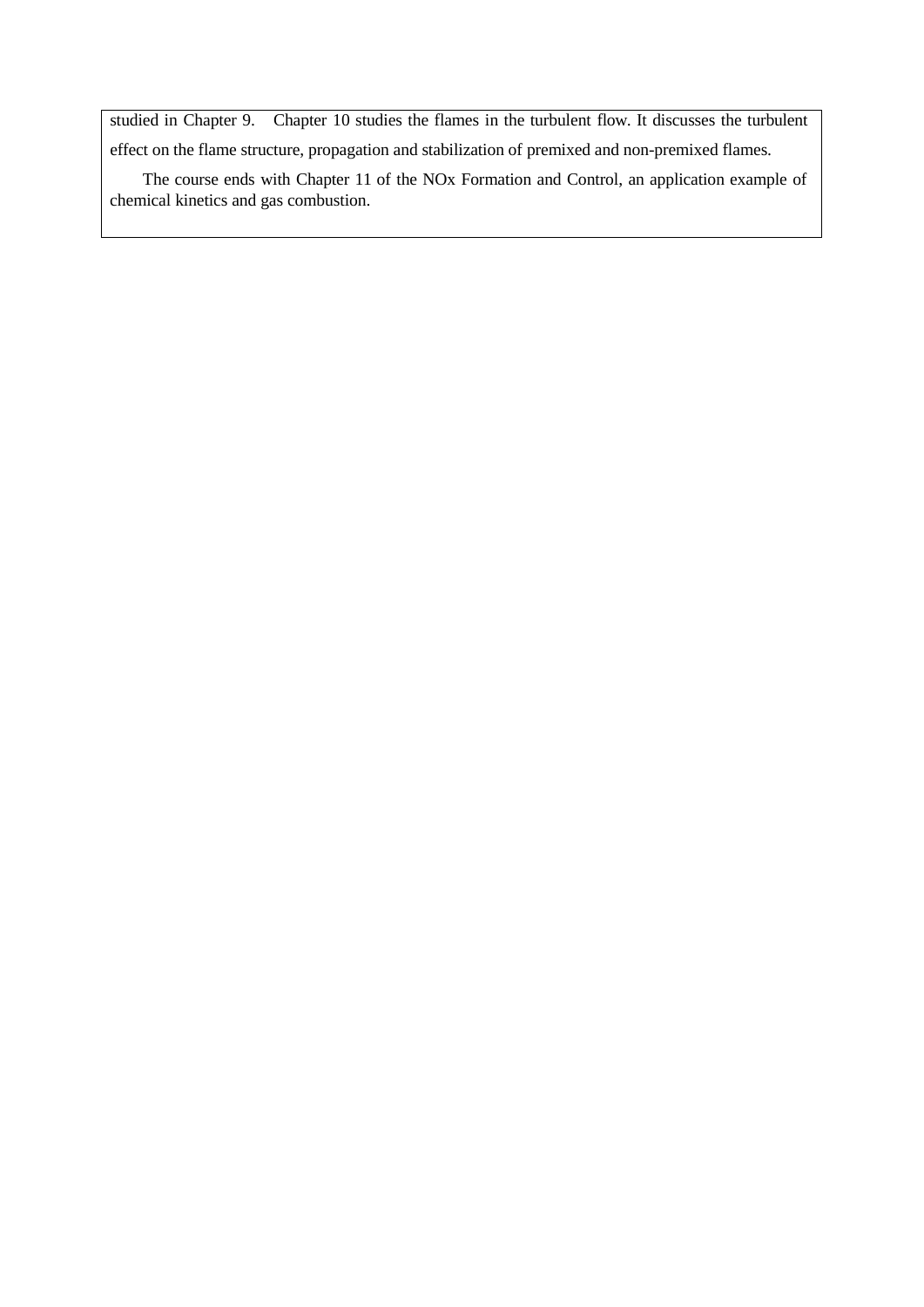studied in Chapter 9. Chapter 10 studies the flames in the turbulent flow. It discusses the turbulent effect on the flame structure, propagation and stabilization of premixed and non-premixed flames.

The course ends with Chapter 11 of the NOx Formation and Control, an application example of chemical kinetics and gas combustion.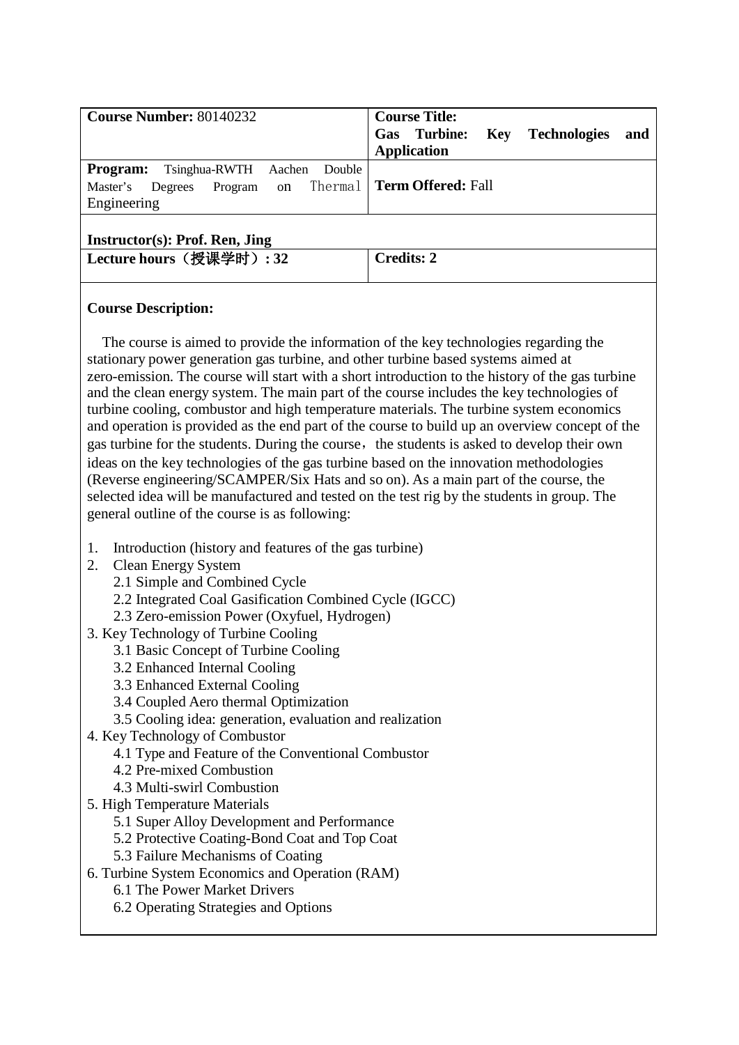| **Course Number:** 80140232 | **Course Title:** **Gas Turbine: Key Technologies and Application** |
| --- | --- |
| **Program:** Tsinghua-RWTH Aachen Double Master's Degrees Program on Thermal Engineering | **Term Offered:** Fall |
| **Instructor(s): Prof. Ren, Jing** | |
| **Lecture hours（授课学时）: 32** | **Credits: 2** |

**Course Description:**

The course is aimed to provide the information of the key technologies regarding the stationary power generation gas turbine, and other turbine based systems aimed at zero-emission. The course will start with a short introduction to the history of the gas turbine and the clean energy system. The main part of the course includes the key technologies of turbine cooling, combustor and high temperature materials. The turbine system economics and operation is provided as the end part of the course to build up an overview concept of the gas turbine for the students. During the course，the students is asked to develop their own ideas on the key technologies of the gas turbine based on the innovation methodologies (Reverse engineering/SCAMPER/Six Hats and so on). As a main part of the course, the selected idea will be manufactured and tested on the test rig by the students in group. The general outline of the course is as following:

1. Introduction (history and features of the gas turbine)
2. Clean Energy System
   - 2.1 Simple and Combined Cycle
   - 2.2 Integrated Coal Gasification Combined Cycle (IGCC)
   - 2.3 Zero-emission Power (Oxyfuel, Hydrogen)
3. Key Technology of Turbine Cooling
   - 3.1 Basic Concept of Turbine Cooling
   - 3.2 Enhanced Internal Cooling
   - 3.3 Enhanced External Cooling
   - 3.4 Coupled Aero thermal Optimization
   - 3.5 Cooling idea: generation, evaluation and realization
4. Key Technology of Combustor
   - 4.1 Type and Feature of the Conventional Combustor
   - 4.2 Pre-mixed Combustion
   - 4.3 Multi-swirl Combustion
5. High Temperature Materials
   - 5.1 Super Alloy Development and Performance
   - 5.2 Protective Coating-Bond Coat and Top Coat
   - 5.3 Failure Mechanisms of Coating
6. Turbine System Economics and Operation (RAM)
   - 6.1 The Power Market Drivers
   - 6.2 Operating Strategies and Options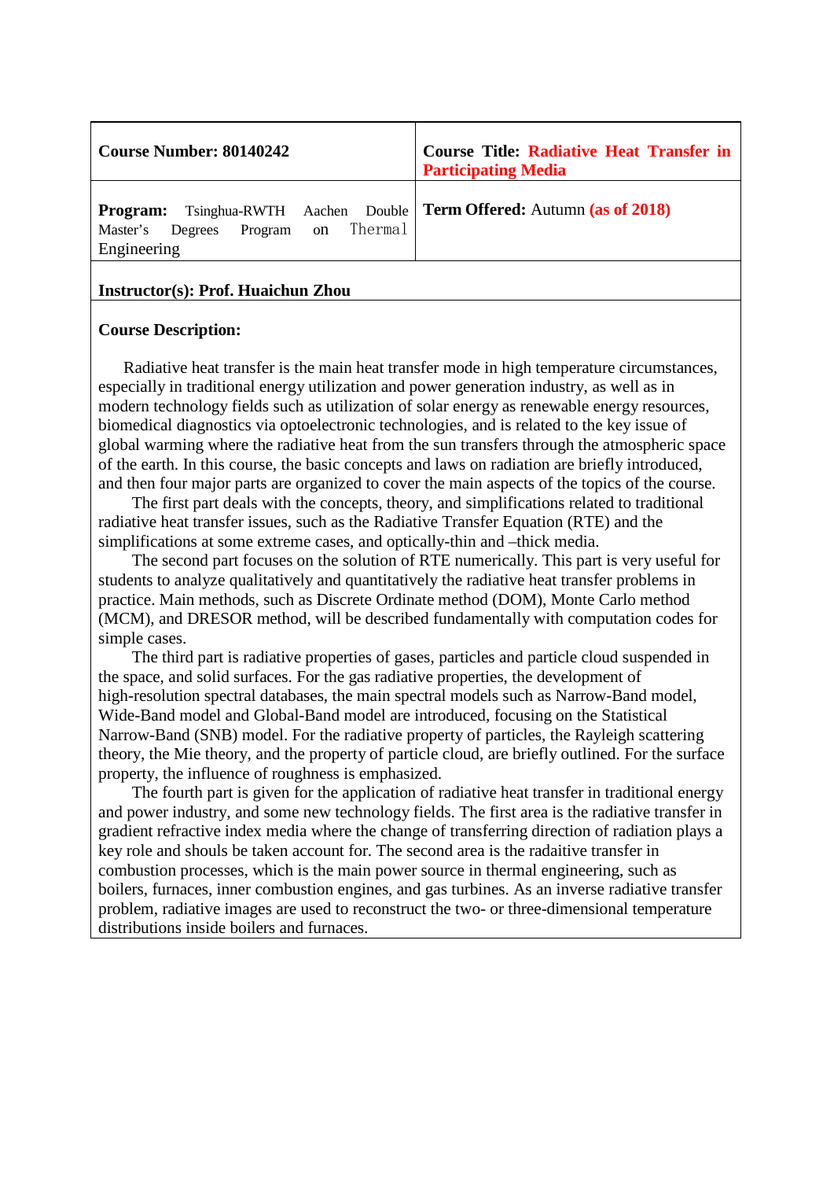| **Course Number: 80140242** | **Course Title: Radiative Heat Transfer in Participating Media** |
|---|---|
| **Program:** Tsinghua-RWTH Aachen Double Master's Degrees Program on Thermal Engineering | **Term Offered:** Autumn **(as of 2018)** |

**Instructor(s): Prof. Huaichun Zhou**

**Course Description:**

Radiative heat transfer is the main heat transfer mode in high temperature circumstances, especially in traditional energy utilization and power generation industry, as well as in modern technology fields such as utilization of solar energy as renewable energy resources, biomedical diagnostics via optoelectronic technologies, and is related to the key issue of global warming where the radiative heat from the sun transfers through the atmospheric space of the earth. In this course, the basic concepts and laws on radiation are briefly introduced, and then four major parts are organized to cover the main aspects of the topics of the course.

The first part deals with the concepts, theory, and simplifications related to traditional radiative heat transfer issues, such as the Radiative Transfer Equation (RTE) and the simplifications at some extreme cases, and optically-thin and –thick media.

The second part focuses on the solution of RTE numerically. This part is very useful for students to analyze qualitatively and quantitatively the radiative heat transfer problems in practice. Main methods, such as Discrete Ordinate method (DOM), Monte Carlo method (MCM), and DRESOR method, will be described fundamentally with computation codes for simple cases.

The third part is radiative properties of gases, particles and particle cloud suspended in the space, and solid surfaces. For the gas radiative properties, the development of high-resolution spectral databases, the main spectral models such as Narrow-Band model, Wide-Band model and Global-Band model are introduced, focusing on the Statistical Narrow-Band (SNB) model. For the radiative property of particles, the Rayleigh scattering theory, the Mie theory, and the property of particle cloud, are briefly outlined. For the surface property, the influence of roughness is emphasized.

The fourth part is given for the application of radiative heat transfer in traditional energy and power industry, and some new technology fields. The first area is the radiative transfer in gradient refractive index media where the change of transferring direction of radiation plays a key role and shouls be taken account for. The second area is the radaitive transfer in combustion processes, which is the main power source in thermal engineering, such as boilers, furnaces, inner combustion engines, and gas turbines. As an inverse radiative transfer problem, radiative images are used to reconstruct the two- or three-dimensional temperature distributions inside boilers and furnaces.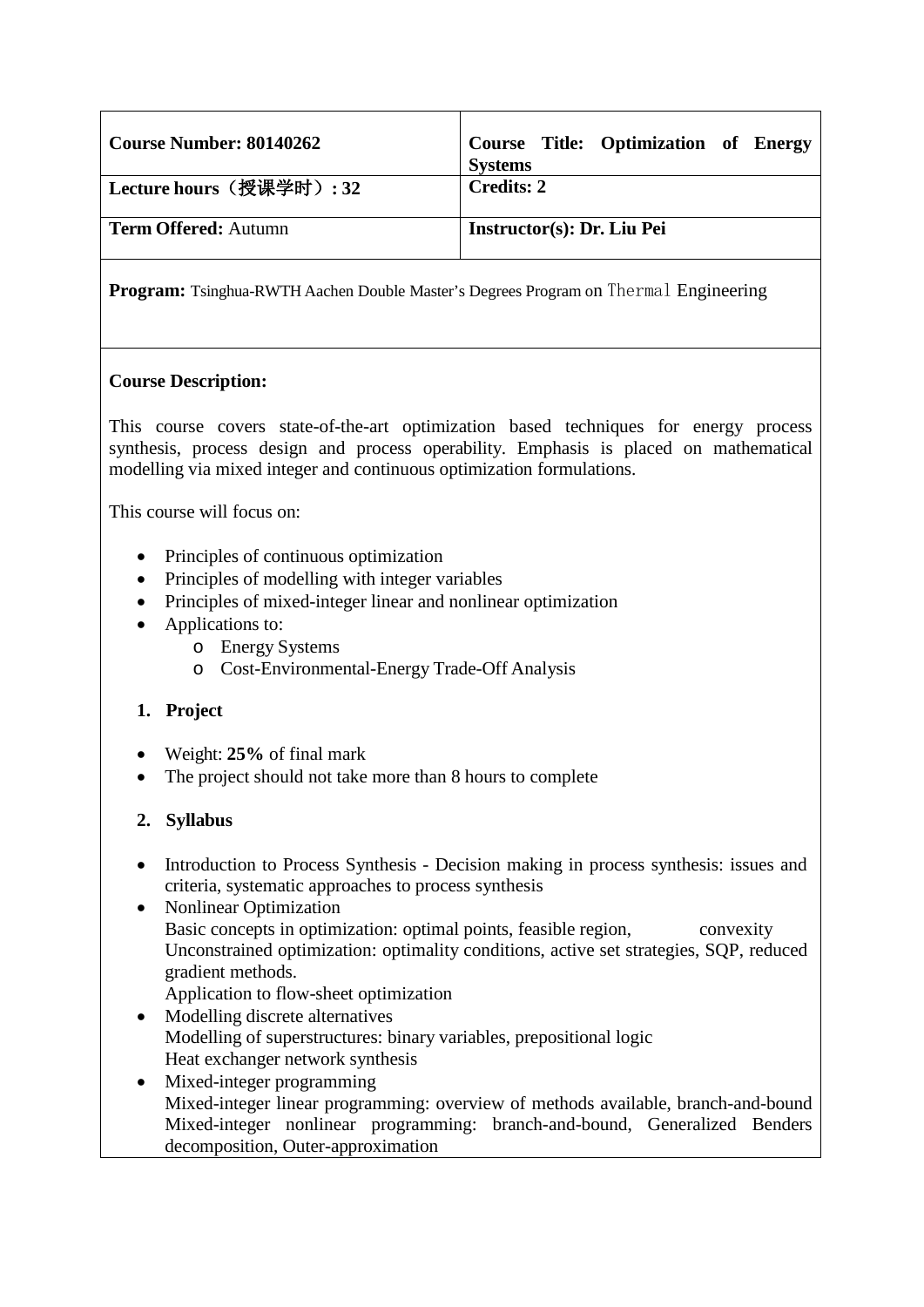| **Course Number: 80140262** | **Course Title: Optimization of Energy Systems** |
| --- | --- |
| **Lecture hours（授课学时）: 32** | **Credits: 2** |
| **Term Offered:** Autumn | **Instructor(s): Dr. Liu Pei** |

**Program:** Tsinghua-RWTH Aachen Double Master's Degrees Program on Thermal Engineering

**Course Description:**

This course covers state-of-the-art optimization based techniques for energy process synthesis, process design and process operability. Emphasis is placed on mathematical modelling via mixed integer and continuous optimization formulations.

This course will focus on:

- Principles of continuous optimization
- Principles of modelling with integer variables
- Principles of mixed-integer linear and nonlinear optimization
- Applications to:
  - Energy Systems
  - Cost-Environmental-Energy Trade-Off Analysis

**1. Project**

- Weight: **25%** of final mark
- The project should not take more than 8 hours to complete

**2. Syllabus**

- Introduction to Process Synthesis - Decision making in process synthesis: issues and criteria, systematic approaches to process synthesis
- Nonlinear Optimization
  Basic concepts in optimization: optimal points, feasible region, convexity
  Unconstrained optimization: optimality conditions, active set strategies, SQP, reduced gradient methods.
  Application to flow-sheet optimization
- Modelling discrete alternatives
  Modelling of superstructures: binary variables, prepositional logic
  Heat exchanger network synthesis
- Mixed-integer programming
  Mixed-integer linear programming: overview of methods available, branch-and-bound
  Mixed-integer nonlinear programming: branch-and-bound, Generalized Benders decomposition, Outer-approximation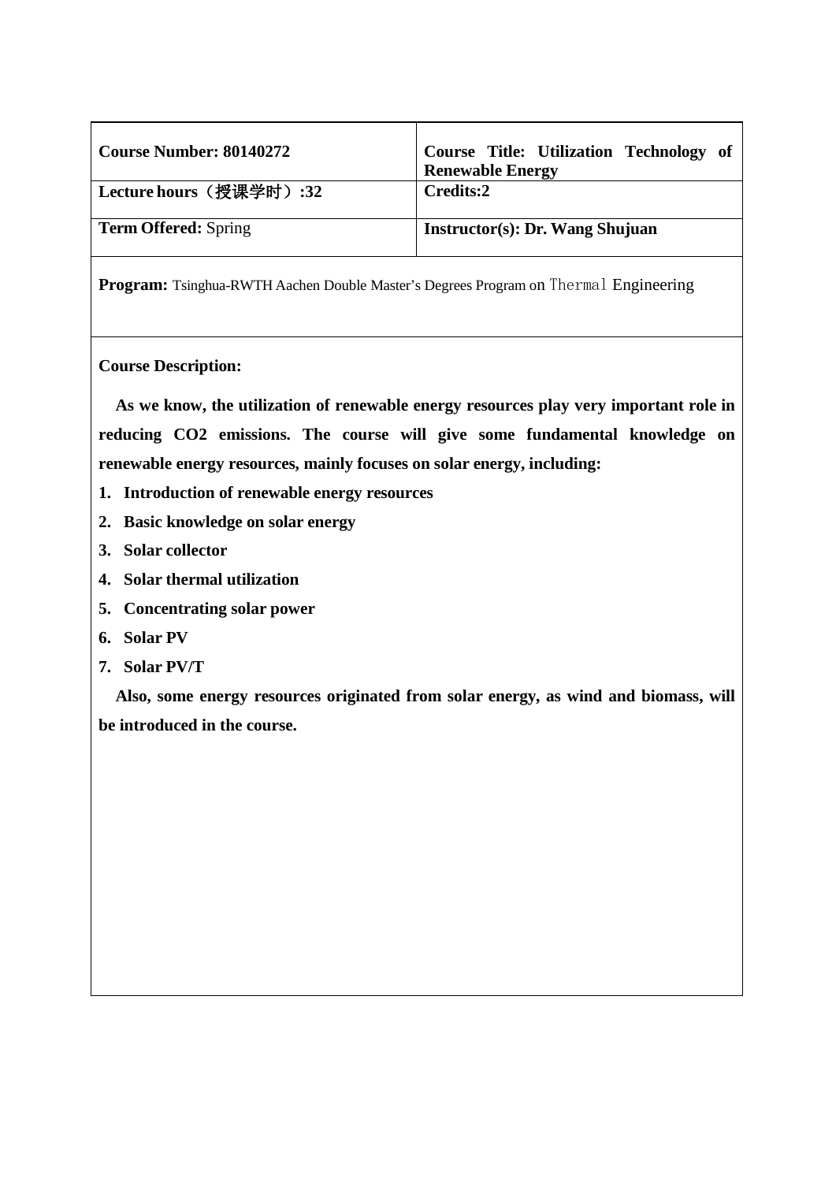| **Course Number: 80140272** | **Course Title: Utilization Technology of Renewable Energy** |
|---|---|
| **Lecture hours（授课学时）:32** | **Credits:2** |
| **Term Offered:** Spring | **Instructor(s): Dr. Wang Shujuan** |

**Program:** Tsinghua-RWTH Aachen Double Master's Degrees Program on Thermal Engineering

**Course Description:**

**As we know, the utilization of renewable energy resources play very important role in reducing CO2 emissions. The course will give some fundamental knowledge on renewable energy resources, mainly focuses on solar energy, including:**

1. **Introduction of renewable energy resources**
2. **Basic knowledge on solar energy**
3. **Solar collector**
4. **Solar thermal utilization**
5. **Concentrating solar power**
6. **Solar PV**
7. **Solar PV/T**

**Also, some energy resources originated from solar energy, as wind and biomass, will be introduced in the course.**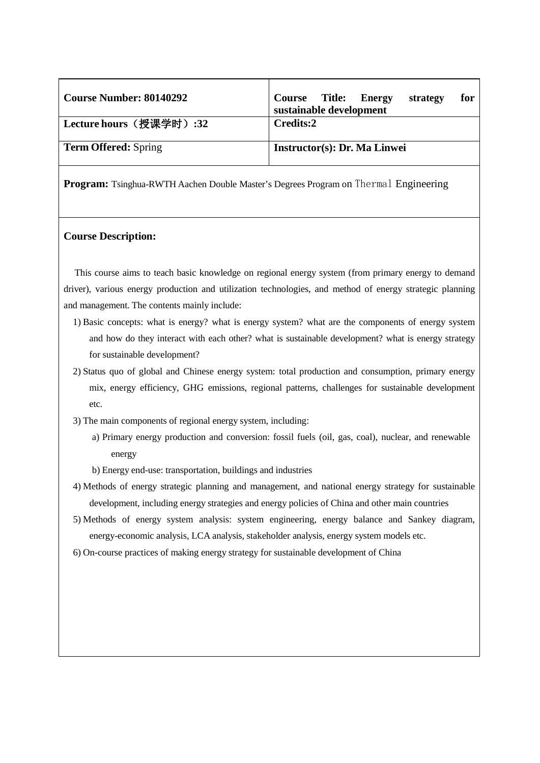| **Course Number: 80140292** | **Course Title: Energy strategy for sustainable development** |
| --- | --- |
| **Lecture hours（授课学时）:32** | **Credits:2** |
| **Term Offered:** Spring | **Instructor(s): Dr. Ma Linwei** |

**Program:** Tsinghua-RWTH Aachen Double Master's Degrees Program on Thermal Engineering

**Course Description:**

This course aims to teach basic knowledge on regional energy system (from primary energy to demand driver), various energy production and utilization technologies, and method of energy strategic planning and management. The contents mainly include:

1) Basic concepts: what is energy? what is energy system? what are the components of energy system and how do they interact with each other? what is sustainable development? what is energy strategy for sustainable development?

2) Status quo of global and Chinese energy system: total production and consumption, primary energy mix, energy efficiency, GHG emissions, regional patterns, challenges for sustainable development etc.

3) The main components of regional energy system, including:

   a) Primary energy production and conversion: fossil fuels (oil, gas, coal), nuclear, and renewable energy

   b) Energy end-use: transportation, buildings and industries

4) Methods of energy strategic planning and management, and national energy strategy for sustainable development, including energy strategies and energy policies of China and other main countries

5) Methods of energy system analysis: system engineering, energy balance and Sankey diagram, energy-economic analysis, LCA analysis, stakeholder analysis, energy system models etc.

6) On-course practices of making energy strategy for sustainable development of China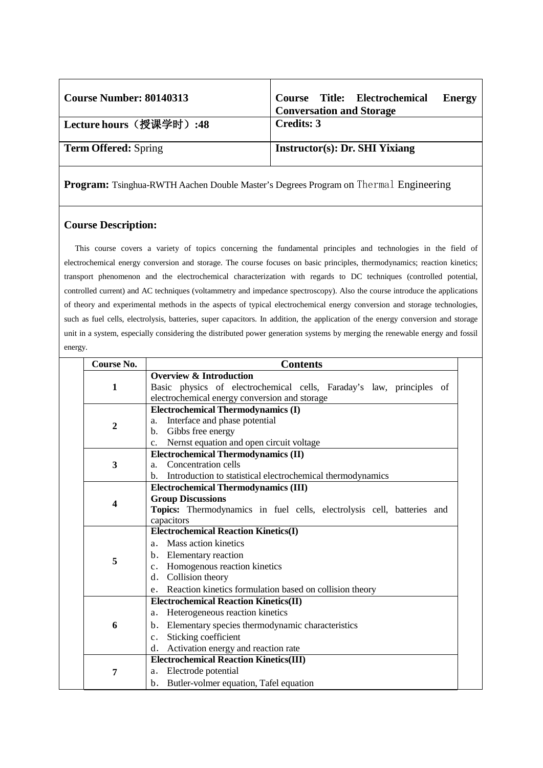| **Course Number: 80140313** | **Course Title: Electrochemical Energy Conversation and Storage** |
| --- | --- |
| **Lecture hours（授课学时）:48** | **Credits: 3** |
| **Term Offered:** Spring | **Instructor(s): Dr. SHI Yixiang** |

**Program:** Tsinghua-RWTH Aachen Double Master's Degrees Program on Thermal Engineering

**Course Description:**

This course covers a variety of topics concerning the fundamental principles and technologies in the field of electrochemical energy conversion and storage. The course focuses on basic principles, thermodynamics; reaction kinetics; transport phenomenon and the electrochemical characterization with regards to DC techniques (controlled potential, controlled current) and AC techniques (voltammetry and impedance spectroscopy). Also the course introduce the applications of theory and experimental methods in the aspects of typical electrochemical energy conversion and storage technologies, such as fuel cells, electrolysis, batteries, super capacitors. In addition, the application of the energy conversion and storage unit in a system, especially considering the distributed power generation systems by merging the renewable energy and fossil energy.

| Course No. | Contents |
| --- | --- |
| 1 | **Overview & Introduction**<br>Basic physics of electrochemical cells, Faraday's law, principles of electrochemical energy conversion and storage |
| 2 | **Electrochemical Thermodynamics (I)**<br>a. Interface and phase potential<br>b. Gibbs free energy<br>c. Nernst equation and open circuit voltage |
| 3 | **Electrochemical Thermodynamics (II)**<br>a. Concentration cells<br>b. Introduction to statistical electrochemical thermodynamics |
| 4 | **Electrochemical Thermodynamics (III)**<br>**Group Discussions**<br>**Topics:** Thermodynamics in fuel cells, electrolysis cell, batteries and capacitors |
| 5 | **Electrochemical Reaction Kinetics(I)**<br>a. Mass action kinetics<br>b. Elementary reaction<br>c. Homogenous reaction kinetics<br>d. Collision theory<br>e. Reaction kinetics formulation based on collision theory |
| 6 | **Electrochemical Reaction Kinetics(II)**<br>a. Heterogeneous reaction kinetics<br>b. Elementary species thermodynamic characteristics<br>c. Sticking coefficient<br>d. Activation energy and reaction rate |
| 7 | **Electrochemical Reaction Kinetics(III)**<br>a. Electrode potential<br>b. Butler-volmer equation, Tafel equation |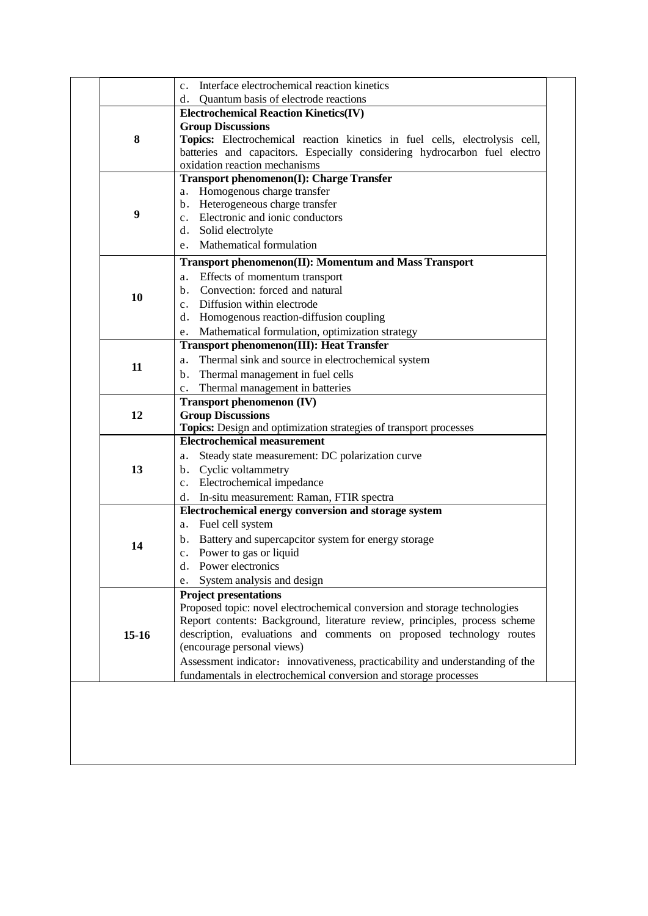| | |
|---|---|
| | c. Interface electrochemical reaction kinetics<br>d. Quantum basis of electrode reactions |
| **8** | **Electrochemical Reaction Kinetics(IV)**<br>**Group Discussions**<br>**Topics:** Electrochemical reaction kinetics in fuel cells, electrolysis cell, batteries and capacitors. Especially considering hydrocarbon fuel electro oxidation reaction mechanisms |
| **9** | **Transport phenomenon(I): Charge Transfer**<br>a. Homogenous charge transfer<br>b. Heterogeneous charge transfer<br>c. Electronic and ionic conductors<br>d. Solid electrolyte<br>e. Mathematical formulation |
| **10** | **Transport phenomenon(II): Momentum and Mass Transport**<br>a. Effects of momentum transport<br>b. Convection: forced and natural<br>c. Diffusion within electrode<br>d. Homogenous reaction-diffusion coupling<br>e. Mathematical formulation, optimization strategy |
| **11** | **Transport phenomenon(III): Heat Transfer**<br>a. Thermal sink and source in electrochemical system<br>b. Thermal management in fuel cells<br>c. Thermal management in batteries |
| **12** | **Transport phenomenon (IV)**<br>**Group Discussions**<br>**Topics:** Design and optimization strategies of transport processes |
| **13** | **Electrochemical measurement**<br>a. Steady state measurement: DC polarization curve<br>b. Cyclic voltammetry<br>c. Electrochemical impedance<br>d. In-situ measurement: Raman, FTIR spectra |
| **14** | **Electrochemical energy conversion and storage system**<br>a. Fuel cell system<br>b. Battery and supercapcitor system for energy storage<br>c. Power to gas or liquid<br>d. Power electronics<br>e. System analysis and design |
| **15-16** | **Project presentations**<br>Proposed topic: novel electrochemical conversion and storage technologies<br>Report contents: Background, literature review, principles, process scheme description, evaluations and comments on proposed technology routes (encourage personal views)<br>Assessment indicator：innovativeness, practicability and understanding of the fundamentals in electrochemical conversion and storage processes |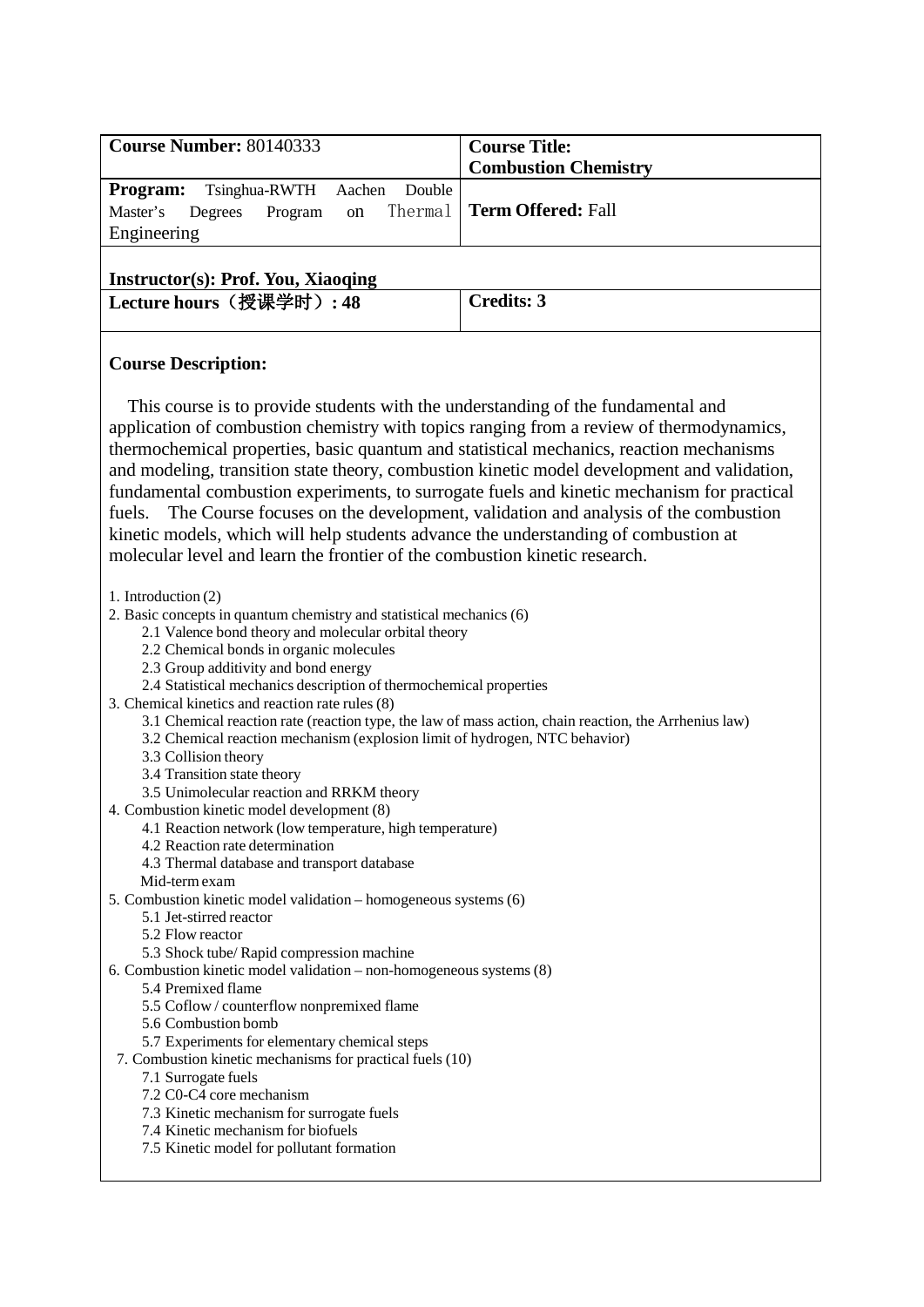| **Course Number:** 80140333 | **Course Title:** **Combustion Chemistry** |
|---|---|
| **Program:** Tsinghua-RWTH Aachen Double Master's Degrees Program on Thermal Engineering | **Term Offered:** Fall |
| **Instructor(s): Prof. You, Xiaoqing** | |
| **Lecture hours（授课学时）: 48** | **Credits: 3** |

**Course Description:**

This course is to provide students with the understanding of the fundamental and application of combustion chemistry with topics ranging from a review of thermodynamics, thermochemical properties, basic quantum and statistical mechanics, reaction mechanisms and modeling, transition state theory, combustion kinetic model development and validation, fundamental combustion experiments, to surrogate fuels and kinetic mechanism for practical fuels. The Course focuses on the development, validation and analysis of the combustion kinetic models, which will help students advance the understanding of combustion at molecular level and learn the frontier of the combustion kinetic research.

1. Introduction (2)
2. Basic concepts in quantum chemistry and statistical mechanics (6)
   - 2.1 Valence bond theory and molecular orbital theory
   - 2.2 Chemical bonds in organic molecules
   - 2.3 Group additivity and bond energy
   - 2.4 Statistical mechanics description of thermochemical properties
3. Chemical kinetics and reaction rate rules (8)
   - 3.1 Chemical reaction rate (reaction type, the law of mass action, chain reaction, the Arrhenius law)
   - 3.2 Chemical reaction mechanism (explosion limit of hydrogen, NTC behavior)
   - 3.3 Collision theory
   - 3.4 Transition state theory
   - 3.5 Unimolecular reaction and RRKM theory
4. Combustion kinetic model development (8)
   - 4.1 Reaction network (low temperature, high temperature)
   - 4.2 Reaction rate determination
   - 4.3 Thermal database and transport database
   - Mid-term exam
5. Combustion kinetic model validation – homogeneous systems (6)
   - 5.1 Jet-stirred reactor
   - 5.2 Flow reactor
   - 5.3 Shock tube/ Rapid compression machine
6. Combustion kinetic model validation – non-homogeneous systems (8)
   - 5.4 Premixed flame
   - 5.5 Coflow / counterflow nonpremixed flame
   - 5.6 Combustion bomb
   - 5.7 Experiments for elementary chemical steps
7. Combustion kinetic mechanisms for practical fuels (10)
   - 7.1 Surrogate fuels
   - 7.2 C0-C4 core mechanism
   - 7.3 Kinetic mechanism for surrogate fuels
   - 7.4 Kinetic mechanism for biofuels
   - 7.5 Kinetic model for pollutant formation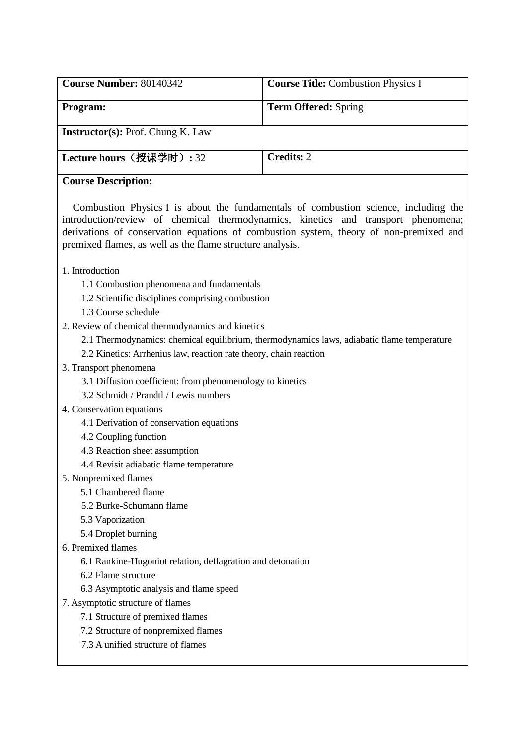| **Course Number:** 80140342 | **Course Title:** Combustion Physics I |
|---|---|
| **Program:** | **Term Offered:** Spring |
| **Instructor(s):** Prof. Chung K. Law | |
| **Lecture hours（授课学时）:** 32 | **Credits:** 2 |

**Course Description:**

Combustion Physics I is about the fundamentals of combustion science, including the introduction/review of chemical thermodynamics, kinetics and transport phenomena; derivations of conservation equations of combustion system, theory of non-premixed and premixed flames, as well as the flame structure analysis.

1. Introduction
   - 1.1 Combustion phenomena and fundamentals
   - 1.2 Scientific disciplines comprising combustion
   - 1.3 Course schedule
2. Review of chemical thermodynamics and kinetics
   - 2.1 Thermodynamics: chemical equilibrium, thermodynamics laws, adiabatic flame temperature
   - 2.2 Kinetics: Arrhenius law, reaction rate theory, chain reaction
3. Transport phenomena
   - 3.1 Diffusion coefficient: from phenomenology to kinetics
   - 3.2 Schmidt / Prandtl / Lewis numbers
4. Conservation equations
   - 4.1 Derivation of conservation equations
   - 4.2 Coupling function
   - 4.3 Reaction sheet assumption
   - 4.4 Revisit adiabatic flame temperature
5. Nonpremixed flames
   - 5.1 Chambered flame
   - 5.2 Burke-Schumann flame
   - 5.3 Vaporization
   - 5.4 Droplet burning
6. Premixed flames
   - 6.1 Rankine-Hugoniot relation, deflagration and detonation
   - 6.2 Flame structure
   - 6.3 Asymptotic analysis and flame speed
7. Asymptotic structure of flames
   - 7.1 Structure of premixed flames
   - 7.2 Structure of nonpremixed flames
   - 7.3 A unified structure of flames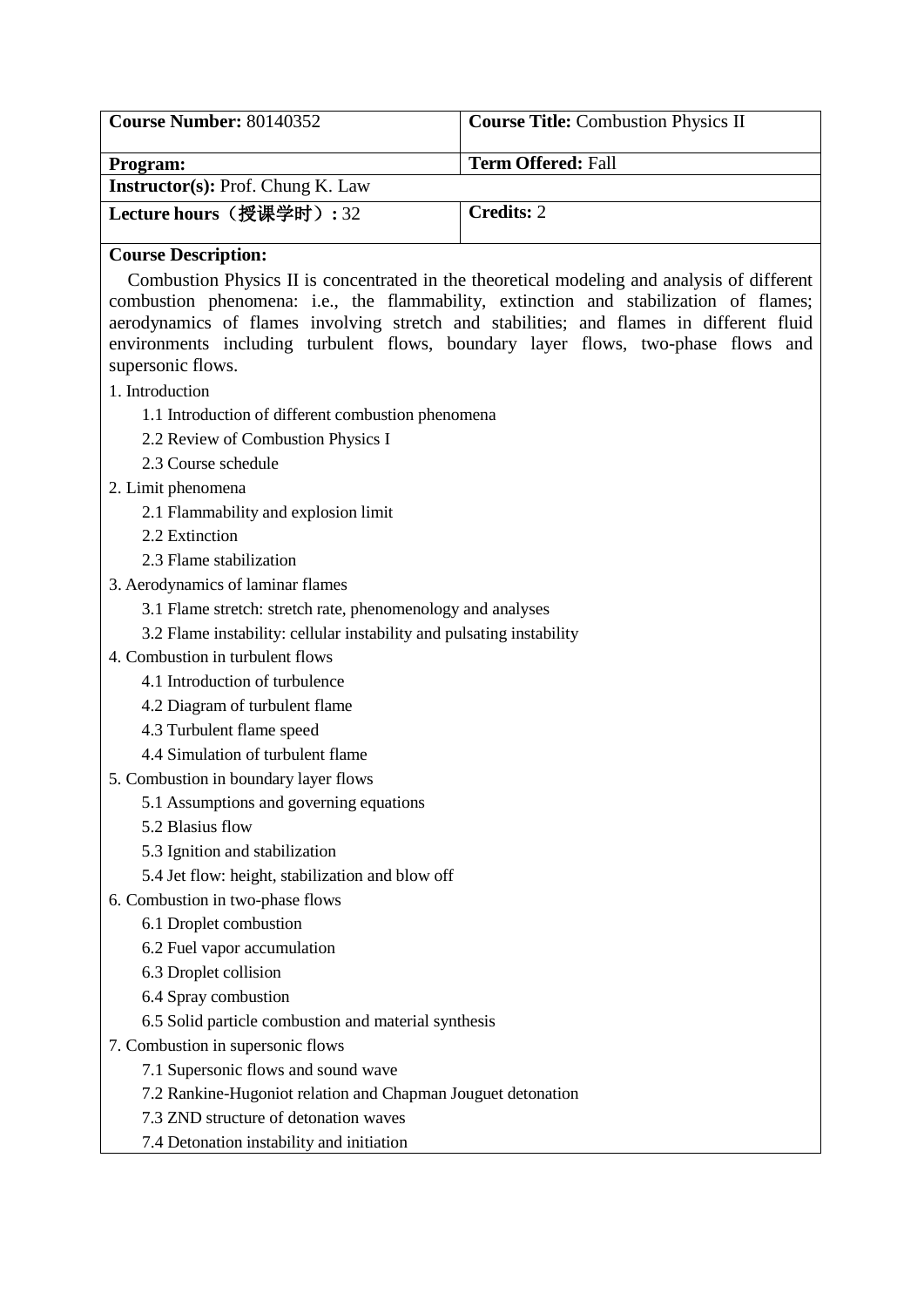| **Course Number:** 80140352 | **Course Title:** Combustion Physics II |
|---|---|
| **Program:** | **Term Offered:** Fall |
| **Instructor(s):** Prof. Chung K. Law | |
| **Lecture hours（授课学时）:** 32 | **Credits:** 2 |

**Course Description:**

Combustion Physics II is concentrated in the theoretical modeling and analysis of different combustion phenomena: i.e., the flammability, extinction and stabilization of flames; aerodynamics of flames involving stretch and stabilities; and flames in different fluid environments including turbulent flows, boundary layer flows, two-phase flows and supersonic flows.

1. Introduction
    - 1.1 Introduction of different combustion phenomena
    - 2.2 Review of Combustion Physics I
    - 2.3 Course schedule
2. Limit phenomena
    - 2.1 Flammability and explosion limit
    - 2.2 Extinction
    - 2.3 Flame stabilization
3. Aerodynamics of laminar flames
    - 3.1 Flame stretch: stretch rate, phenomenology and analyses
    - 3.2 Flame instability: cellular instability and pulsating instability
4. Combustion in turbulent flows
    - 4.1 Introduction of turbulence
    - 4.2 Diagram of turbulent flame
    - 4.3 Turbulent flame speed
    - 4.4 Simulation of turbulent flame
5. Combustion in boundary layer flows
    - 5.1 Assumptions and governing equations
    - 5.2 Blasius flow
    - 5.3 Ignition and stabilization
    - 5.4 Jet flow: height, stabilization and blow off
6. Combustion in two-phase flows
    - 6.1 Droplet combustion
    - 6.2 Fuel vapor accumulation
    - 6.3 Droplet collision
    - 6.4 Spray combustion
    - 6.5 Solid particle combustion and material synthesis
7. Combustion in supersonic flows
    - 7.1 Supersonic flows and sound wave
    - 7.2 Rankine-Hugoniot relation and Chapman Jouguet detonation
    - 7.3 ZND structure of detonation waves
    - 7.4 Detonation instability and initiation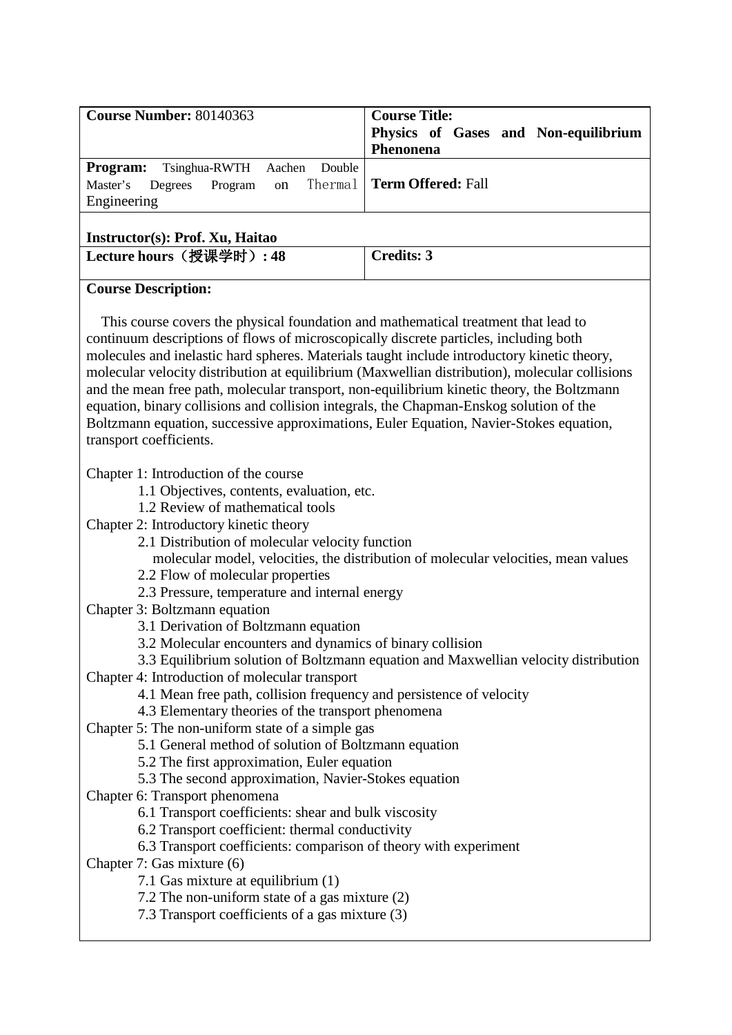| **Course Number:** 80140363 | **Course Title:** **Physics of Gases and Non-equilibrium Phenonena** |
|---|---|
| **Program:** Tsinghua-RWTH Aachen Double Master's Degrees Program on Thermal Engineering | **Term Offered:** Fall |
| **Instructor(s): Prof. Xu, Haitao** | |
| **Lecture hours（授课学时）: 48** | **Credits: 3** |

**Course Description:**

This course covers the physical foundation and mathematical treatment that lead to continuum descriptions of flows of microscopically discrete particles, including both molecules and inelastic hard spheres. Materials taught include introductory kinetic theory, molecular velocity distribution at equilibrium (Maxwellian distribution), molecular collisions and the mean free path, molecular transport, non-equilibrium kinetic theory, the Boltzmann equation, binary collisions and collision integrals, the Chapman-Enskog solution of the Boltzmann equation, successive approximations, Euler Equation, Navier-Stokes equation, transport coefficients.

Chapter 1: Introduction of the course
- 1.1 Objectives, contents, evaluation, etc.
- 1.2 Review of mathematical tools

Chapter 2: Introductory kinetic theory
- 2.1 Distribution of molecular velocity function
  molecular model, velocities, the distribution of molecular velocities, mean values
- 2.2 Flow of molecular properties
- 2.3 Pressure, temperature and internal energy

Chapter 3: Boltzmann equation
- 3.1 Derivation of Boltzmann equation
- 3.2 Molecular encounters and dynamics of binary collision
- 3.3 Equilibrium solution of Boltzmann equation and Maxwellian velocity distribution

Chapter 4: Introduction of molecular transport
- 4.1 Mean free path, collision frequency and persistence of velocity
- 4.3 Elementary theories of the transport phenomena

Chapter 5: The non-uniform state of a simple gas
- 5.1 General method of solution of Boltzmann equation
- 5.2 The first approximation, Euler equation
- 5.3 The second approximation, Navier-Stokes equation

Chapter 6: Transport phenomena
- 6.1 Transport coefficients: shear and bulk viscosity
- 6.2 Transport coefficient: thermal conductivity
- 6.3 Transport coefficients: comparison of theory with experiment

Chapter 7: Gas mixture (6)
- 7.1 Gas mixture at equilibrium (1)
- 7.2 The non-uniform state of a gas mixture (2)
- 7.3 Transport coefficients of a gas mixture (3)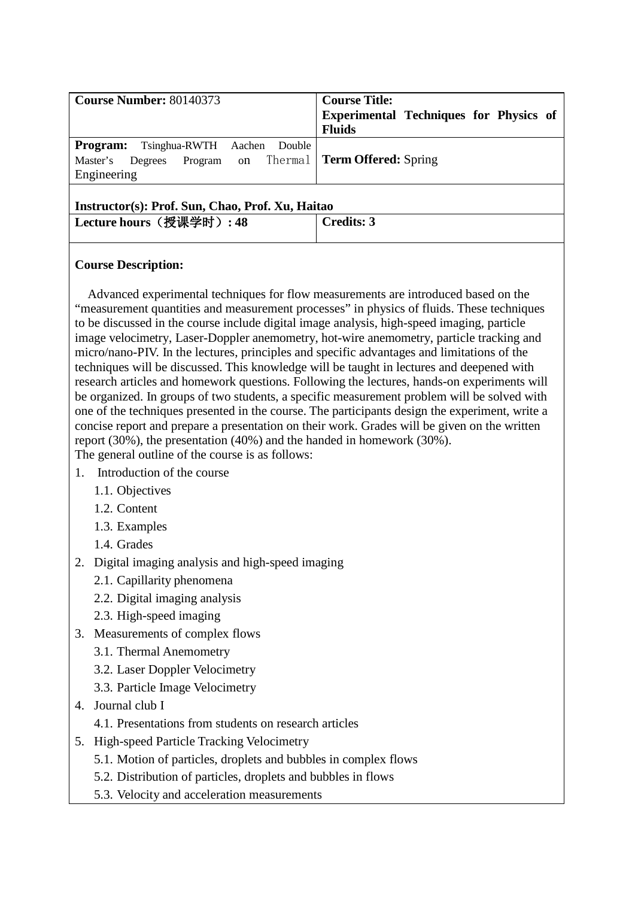| **Course Number:** 80140373 | **Course Title: Experimental Techniques for Physics of Fluids** |
| --- | --- |
| **Program:** Tsinghua-RWTH Aachen Double Master's Degrees Program on Thermal Engineering | **Term Offered:** Spring |
| **Instructor(s): Prof. Sun, Chao, Prof. Xu, Haitao** | |
| **Lecture hours（授课学时）: 48** | **Credits: 3** |

**Course Description:**

Advanced experimental techniques for flow measurements are introduced based on the "measurement quantities and measurement processes" in physics of fluids. These techniques to be discussed in the course include digital image analysis, high-speed imaging, particle image velocimetry, Laser-Doppler anemometry, hot-wire anemometry, particle tracking and micro/nano-PIV. In the lectures, principles and specific advantages and limitations of the techniques will be discussed. This knowledge will be taught in lectures and deepened with research articles and homework questions. Following the lectures, hands-on experiments will be organized. In groups of two students, a specific measurement problem will be solved with one of the techniques presented in the course. The participants design the experiment, write a concise report and prepare a presentation on their work. Grades will be given on the written report (30%), the presentation (40%) and the handed in homework (30%).

The general outline of the course is as follows:

1. Introduction of the course
   - 1.1. Objectives
   - 1.2. Content
   - 1.3. Examples
   - 1.4. Grades
2. Digital imaging analysis and high-speed imaging
   - 2.1. Capillarity phenomena
   - 2.2. Digital imaging analysis
   - 2.3. High-speed imaging
3. Measurements of complex flows
   - 3.1. Thermal Anemometry
   - 3.2. Laser Doppler Velocimetry
   - 3.3. Particle Image Velocimetry
4. Journal club I
   - 4.1. Presentations from students on research articles
5. High-speed Particle Tracking Velocimetry
   - 5.1. Motion of particles, droplets and bubbles in complex flows
   - 5.2. Distribution of particles, droplets and bubbles in flows
   - 5.3. Velocity and acceleration measurements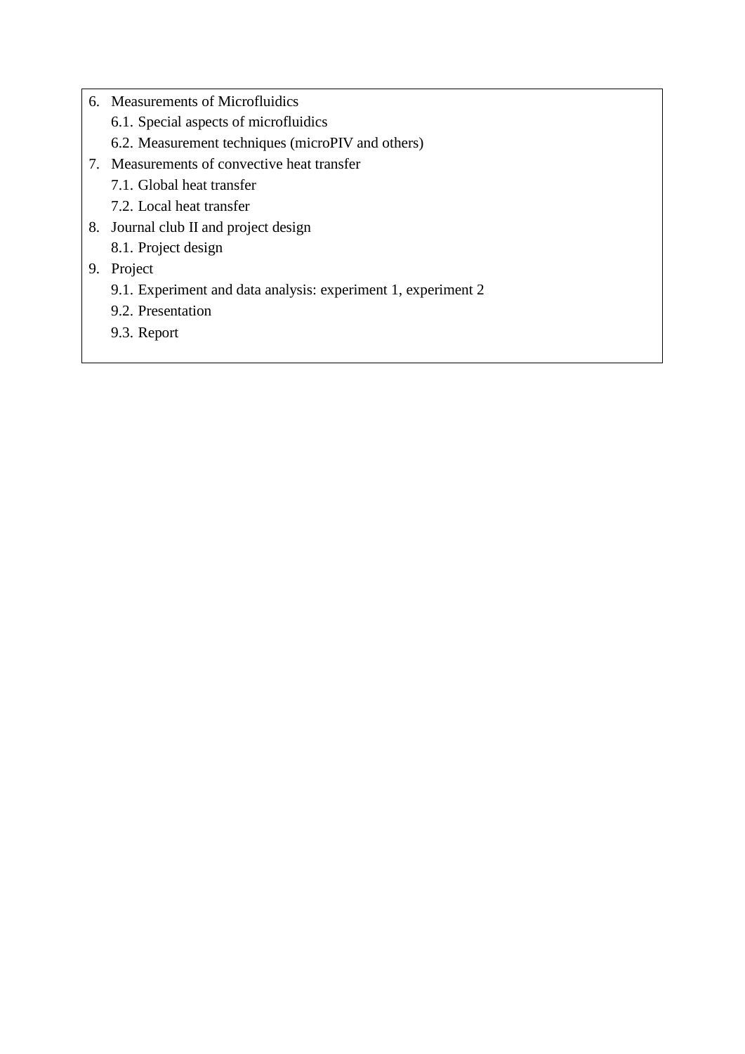6. Measurements of Microfluidics
    6.1. Special aspects of microfluidics
    6.2. Measurement techniques (microPIV and others)
7. Measurements of convective heat transfer
    7.1. Global heat transfer
    7.2. Local heat transfer
8. Journal club II and project design
    8.1. Project design
9. Project
    9.1. Experiment and data analysis: experiment 1, experiment 2
    9.2. Presentation
    9.3. Report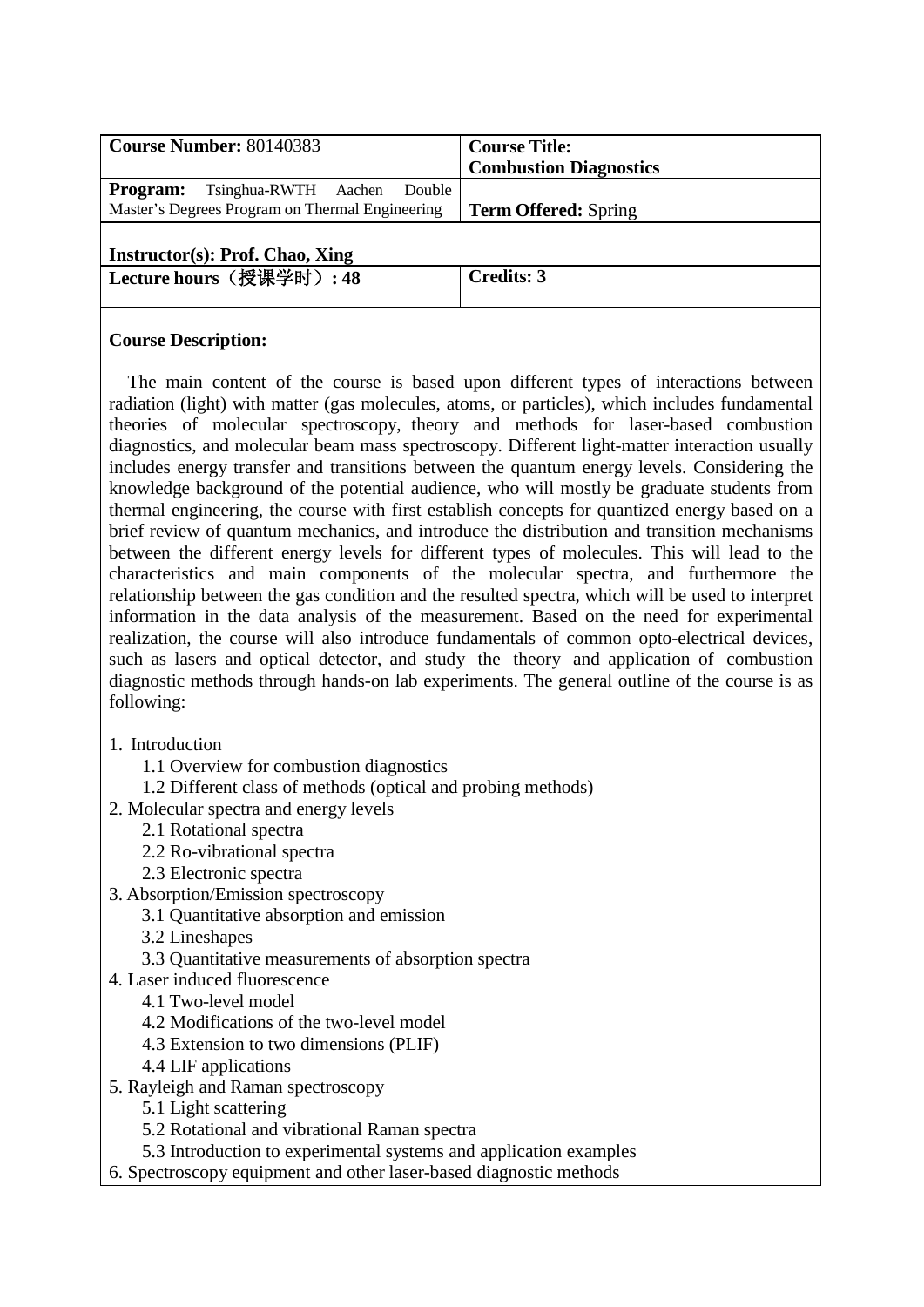| **Course Number:** 80140383 | **Course Title:** **Combustion Diagnostics** |
| --- | --- |
| **Program:** Tsinghua-RWTH Aachen Double Master's Degrees Program on Thermal Engineering | **Term Offered:** Spring |
| **Instructor(s): Prof. Chao, Xing** | |
| **Lecture hours（授课学时）: 48** | **Credits: 3** |

**Course Description:**

The main content of the course is based upon different types of interactions between radiation (light) with matter (gas molecules, atoms, or particles), which includes fundamental theories of molecular spectroscopy, theory and methods for laser-based combustion diagnostics, and molecular beam mass spectroscopy. Different light-matter interaction usually includes energy transfer and transitions between the quantum energy levels. Considering the knowledge background of the potential audience, who will mostly be graduate students from thermal engineering, the course with first establish concepts for quantized energy based on a brief review of quantum mechanics, and introduce the distribution and transition mechanisms between the different energy levels for different types of molecules. This will lead to the characteristics and main components of the molecular spectra, and furthermore the relationship between the gas condition and the resulted spectra, which will be used to interpret information in the data analysis of the measurement. Based on the need for experimental realization, the course will also introduce fundamentals of common opto-electrical devices, such as lasers and optical detector, and study the theory and application of combustion diagnostic methods through hands-on lab experiments. The general outline of the course is as following:

1. Introduction
   - 1.1 Overview for combustion diagnostics
   - 1.2 Different class of methods (optical and probing methods)
2. Molecular spectra and energy levels
   - 2.1 Rotational spectra
   - 2.2 Ro-vibrational spectra
   - 2.3 Electronic spectra
3. Absorption/Emission spectroscopy
   - 3.1 Quantitative absorption and emission
   - 3.2 Lineshapes
   - 3.3 Quantitative measurements of absorption spectra
4. Laser induced fluorescence
   - 4.1 Two-level model
   - 4.2 Modifications of the two-level model
   - 4.3 Extension to two dimensions (PLIF)
   - 4.4 LIF applications
5. Rayleigh and Raman spectroscopy
   - 5.1 Light scattering
   - 5.2 Rotational and vibrational Raman spectra
   - 5.3 Introduction to experimental systems and application examples
6. Spectroscopy equipment and other laser-based diagnostic methods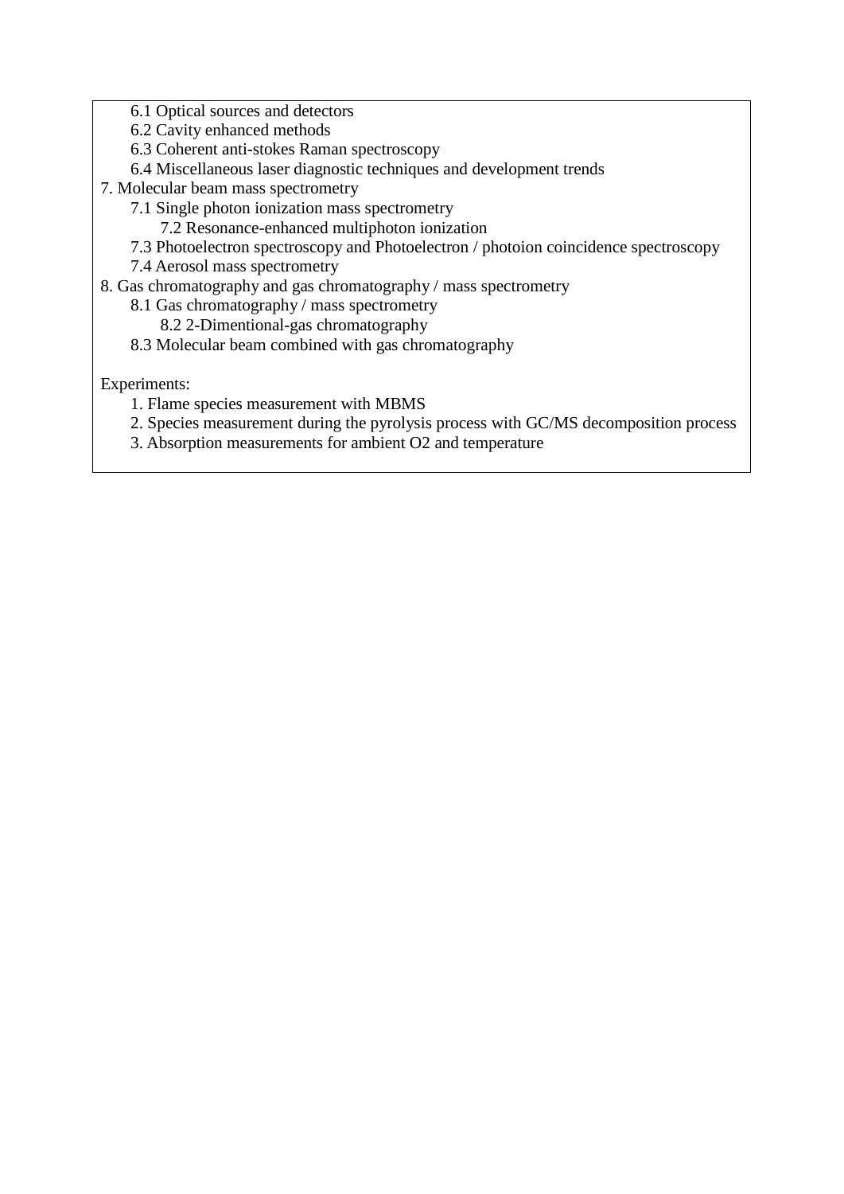- 6.1 Optical sources and detectors
- 6.2 Cavity enhanced methods
- 6.3 Coherent anti-stokes Raman spectroscopy
- 6.4 Miscellaneous laser diagnostic techniques and development trends

7. Molecular beam mass spectrometry
   - 7.1 Single photon ionization mass spectrometry
   - 7.2 Resonance-enhanced multiphoton ionization
   - 7.3 Photoelectron spectroscopy and Photoelectron / photoion coincidence spectroscopy
   - 7.4 Aerosol mass spectrometry

8. Gas chromatography and gas chromatography / mass spectrometry
   - 8.1 Gas chromatography / mass spectrometry
   - 8.2 2-Dimentional-gas chromatography
   - 8.3 Molecular beam combined with gas chromatography

Experiments:

1. Flame species measurement with MBMS
2. Species measurement during the pyrolysis process with GC/MS decomposition process
3. Absorption measurements for ambient $O_2$ and temperature